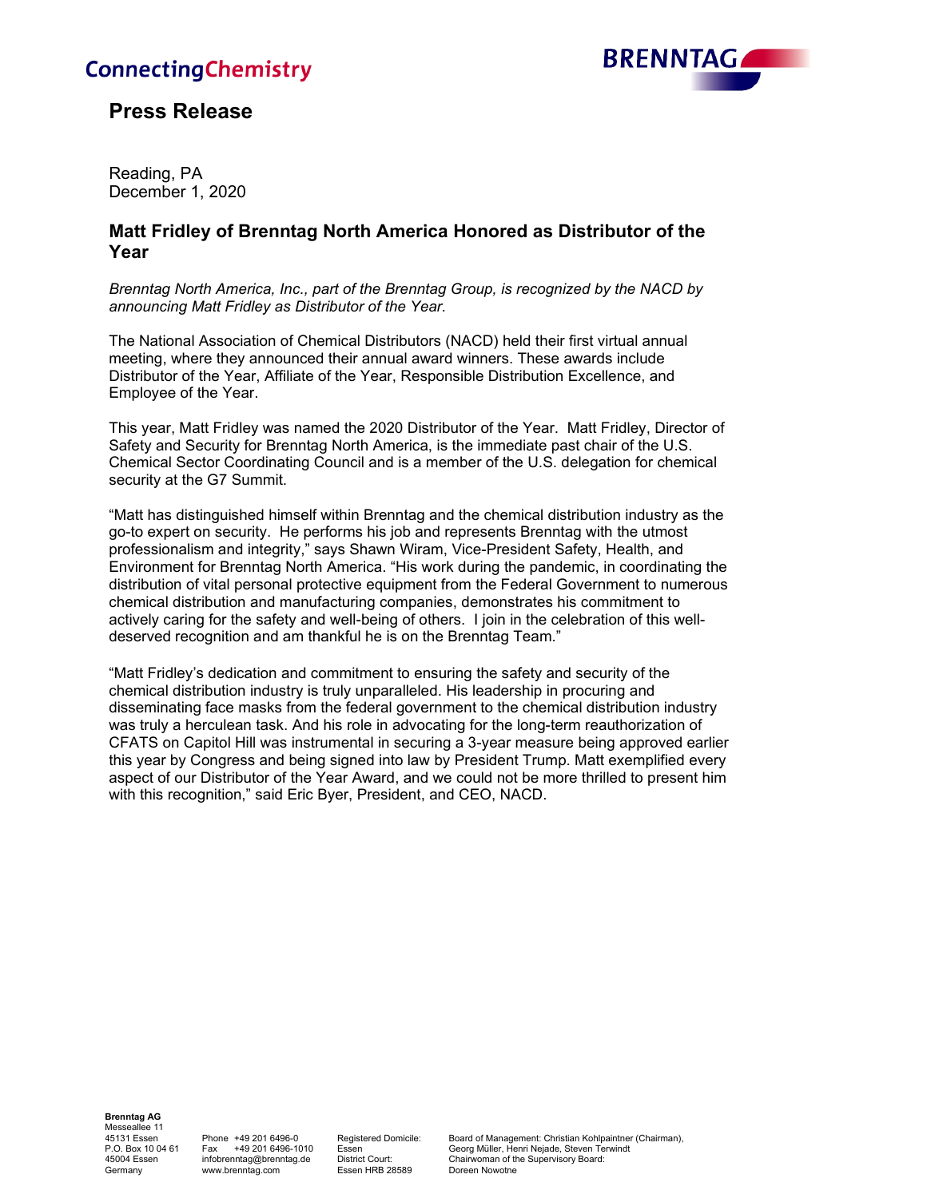ConnectingChemistry

BRENNTAG

# Press Release

Reading, PA
December 1, 2020

## Matt Fridley of Brenntag North America Honored as Distributor of the Year

*Brenntag North America, Inc., part of the Brenntag Group, is recognized by the NACD by announcing Matt Fridley as Distributor of the Year.*

The National Association of Chemical Distributors (NACD) held their first virtual annual meeting, where they announced their annual award winners. These awards include Distributor of the Year, Affiliate of the Year, Responsible Distribution Excellence, and Employee of the Year.

This year, Matt Fridley was named the 2020 Distributor of the Year. Matt Fridley, Director of Safety and Security for Brenntag North America, is the immediate past chair of the U.S. Chemical Sector Coordinating Council and is a member of the U.S. delegation for chemical security at the G7 Summit.

“Matt has distinguished himself within Brenntag and the chemical distribution industry as the go-to expert on security. He performs his job and represents Brenntag with the utmost professionalism and integrity,” says Shawn Wiram, Vice-President Safety, Health, and Environment for Brenntag North America. “His work during the pandemic, in coordinating the distribution of vital personal protective equipment from the Federal Government to numerous chemical distribution and manufacturing companies, demonstrates his commitment to actively caring for the safety and well-being of others. I join in the celebration of this well-deserved recognition and am thankful he is on the Brenntag Team.”

“Matt Fridley’s dedication and commitment to ensuring the safety and security of the chemical distribution industry is truly unparalleled. His leadership in procuring and disseminating face masks from the federal government to the chemical distribution industry was truly a herculean task. And his role in advocating for the long-term reauthorization of CFATS on Capitol Hill was instrumental in securing a 3-year measure being approved earlier this year by Congress and being signed into law by President Trump. Matt exemplified every aspect of our Distributor of the Year Award, and we could not be more thrilled to present him with this recognition,” said Eric Byer, President, and CEO, NACD.

**Brenntag AG**
Messeallee 11
45131 Essen
P.O. Box 10 04 61
45004 Essen
Germany

Phone +49 201 6496-0
Fax +49 201 6496-1010
infobrenntag@brenntag.de
www.brenntag.com

Registered Domicile:
Essen
District Court:
Essen HRB 28589

Board of Management: Christian Kohlpaintner (Chairman),
Georg Müller, Henri Nejade, Steven Terwindt
Chairwoman of the Supervisory Board:
Doreen Nowotne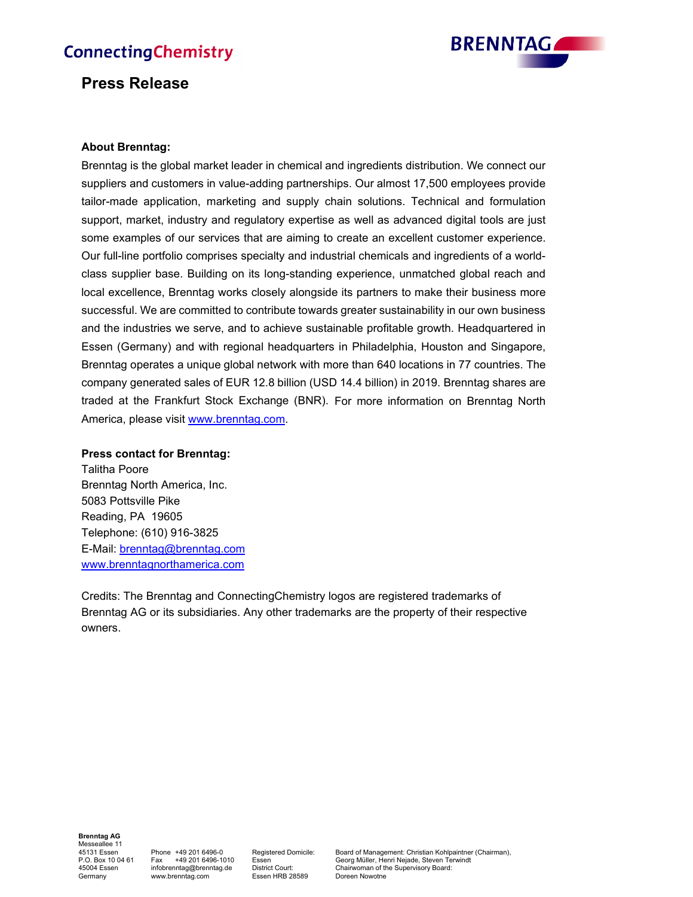**About Brenntag:**

Brenntag is the global market leader in chemical and ingredients distribution. We connect our suppliers and customers in value-adding partnerships. Our almost 17,500 employees provide tailor-made application, marketing and supply chain solutions. Technical and formulation support, market, industry and regulatory expertise as well as advanced digital tools are just some examples of our services that are aiming to create an excellent customer experience. Our full-line portfolio comprises specialty and industrial chemicals and ingredients of a world-class supplier base. Building on its long-standing experience, unmatched global reach and local excellence, Brenntag works closely alongside its partners to make their business more successful. We are committed to contribute towards greater sustainability in our own business and the industries we serve, and to achieve sustainable profitable growth. Headquartered in Essen (Germany) and with regional headquarters in Philadelphia, Houston and Singapore, Brenntag operates a unique global network with more than 640 locations in 77 countries. The company generated sales of EUR 12.8 billion (USD 14.4 billion) in 2019. Brenntag shares are traded at the Frankfurt Stock Exchange (BNR). For more information on Brenntag North America, please visit www.brenntag.com.

**Press contact for Brenntag:**

Talitha Poore
Brenntag North America, Inc.
5083 Pottsville Pike
Reading, PA 19605
Telephone: (610) 916-3825
E-Mail: brenntag@brenntag.com
www.brenntagnorthamerica.com

Credits: The Brenntag and ConnectingChemistry logos are registered trademarks of Brenntag AG or its subsidiaries. Any other trademarks are the property of their respective owners.

**Brenntag AG**
Messeallee 11
45131 Essen
P.O. Box 10 04 61
45004 Essen
Germany

Phone +49 201 6496-0
Fax +49 201 6496-1010
infobrenntag@brenntag.de
www.brenntag.com

Registered Domicile: Essen
District Court: Essen HRB 28589

Board of Management: Christian Kohlpaintner (Chairman), Georg Müller, Henri Nejade, Steven Terwindt
Chairwoman of the Supervisory Board: Doreen Nowotne